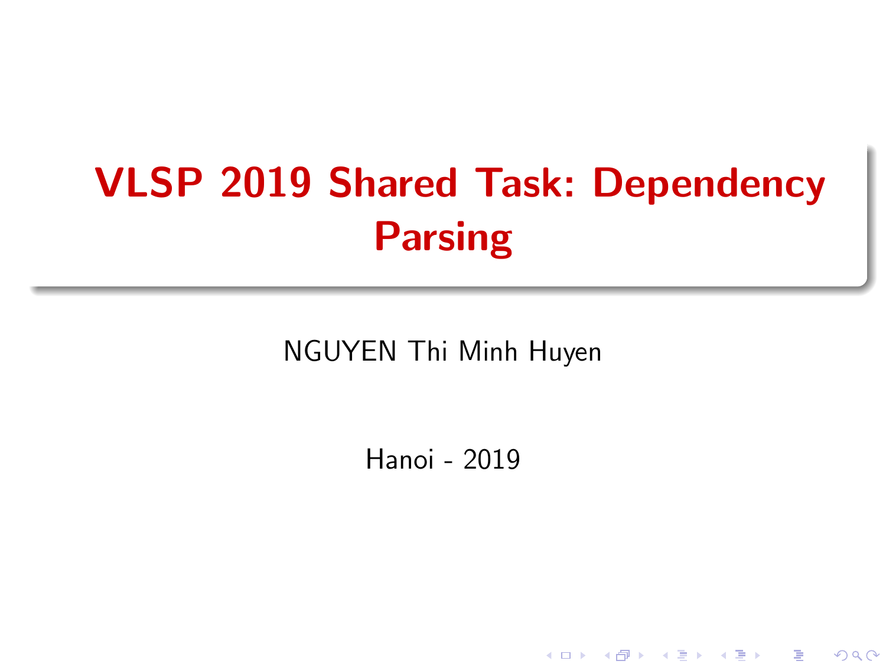# VLSP 2019 Shared Task: Dependency Parsing

NGUYEN Thi Minh Huyen

Hanoi - 2019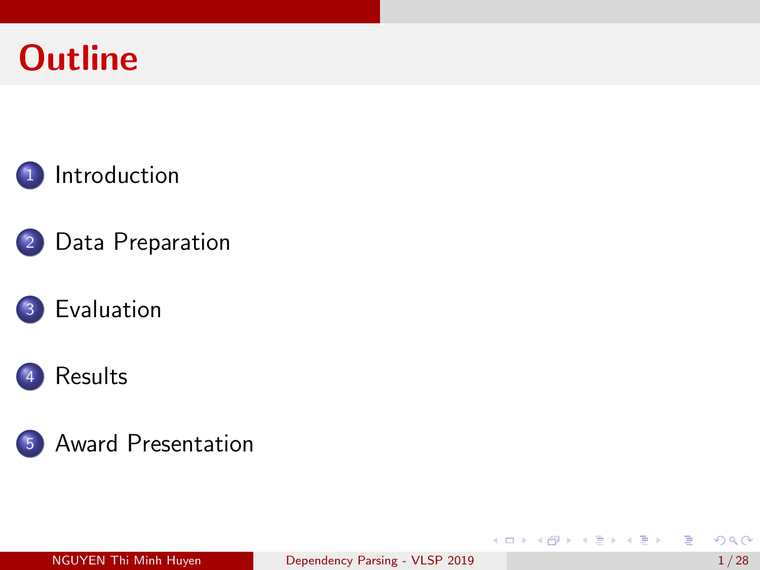# Outline

1. Introduction
2. Data Preparation
3. Evaluation
4. Results
5. Award Presentation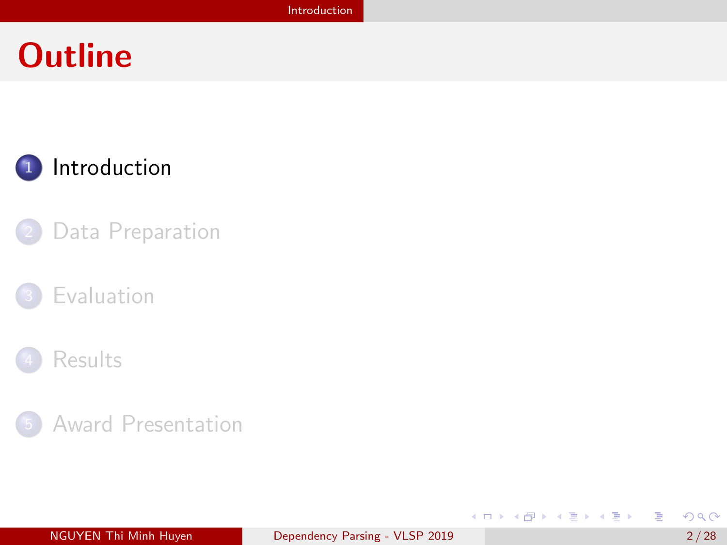# Outline

1. Introduction
2. Data Preparation
3. Evaluation
4. Results
5. Award Presentation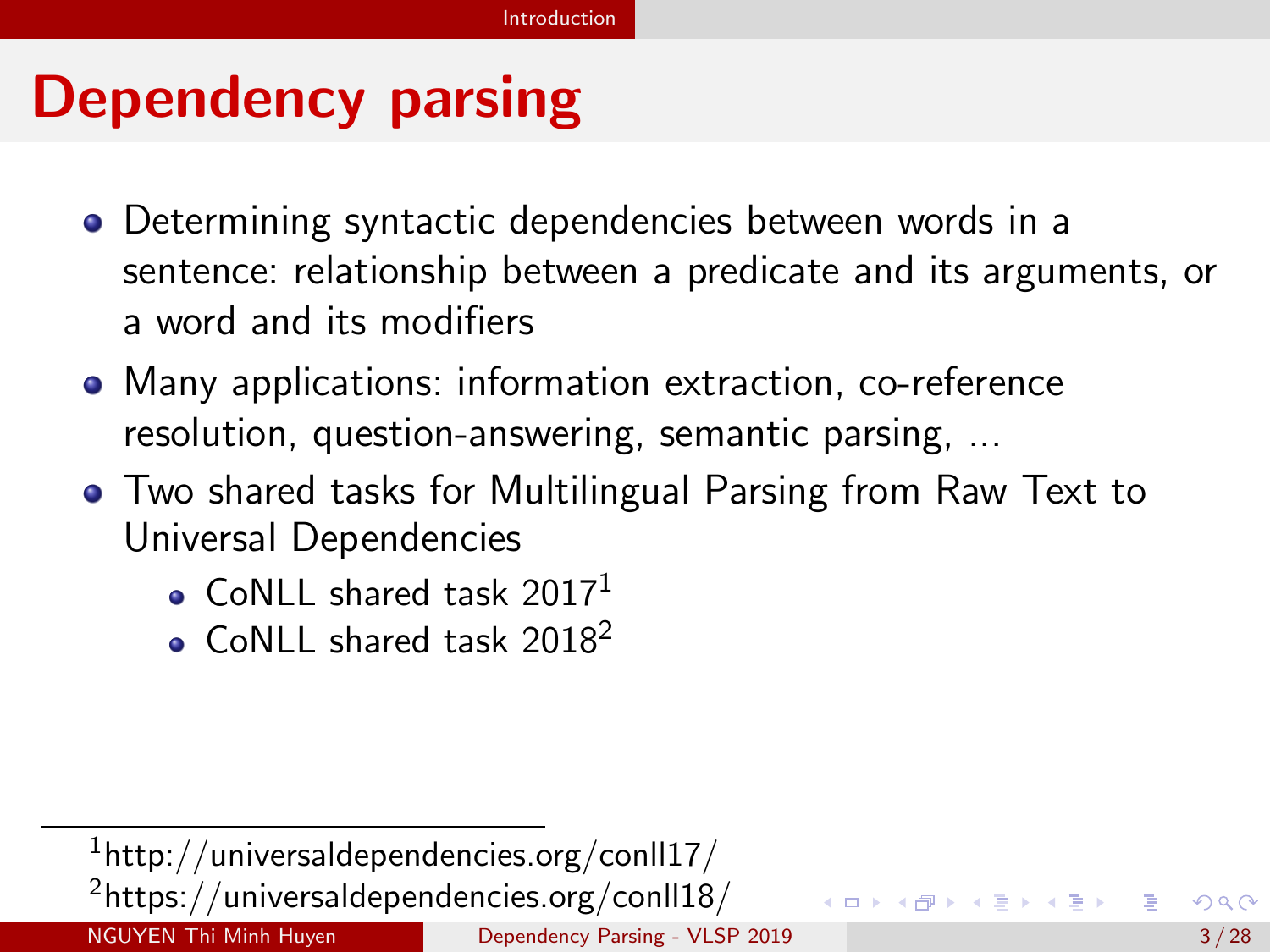# Dependency parsing

- Determining syntactic dependencies between words in a sentence: relationship between a predicate and its arguments, or a word and its modifiers
- Many applications: information extraction, co-reference resolution, question-answering, semantic parsing, ...
- Two shared tasks for Multilingual Parsing from Raw Text to Universal Dependencies
  - CoNLL shared task 2017[1]
  - CoNLL shared task 2018[2]

[1] http://universaldependencies.org/conll17/

[2] https://universaldependencies.org/conll18/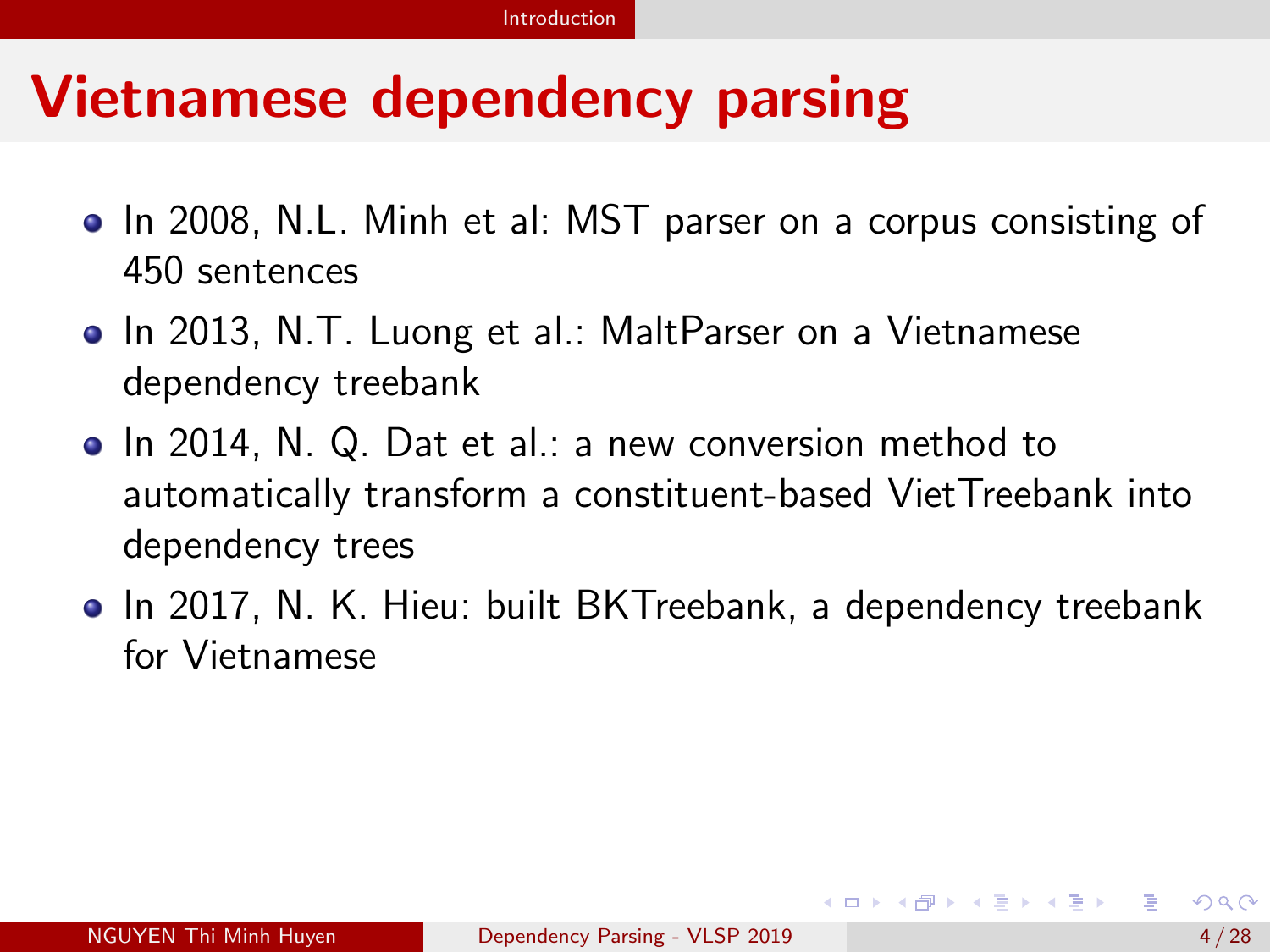# Vietnamese dependency parsing

- In 2008, N.L. Minh et al: MST parser on a corpus consisting of 450 sentences
- In 2013, N.T. Luong et al.: MaltParser on a Vietnamese dependency treebank
- In 2014, N. Q. Dat et al.: a new conversion method to automatically transform a constituent-based VietTreebank into dependency trees
- In 2017, N. K. Hieu: built BKTreebank, a dependency treebank for Vietnamese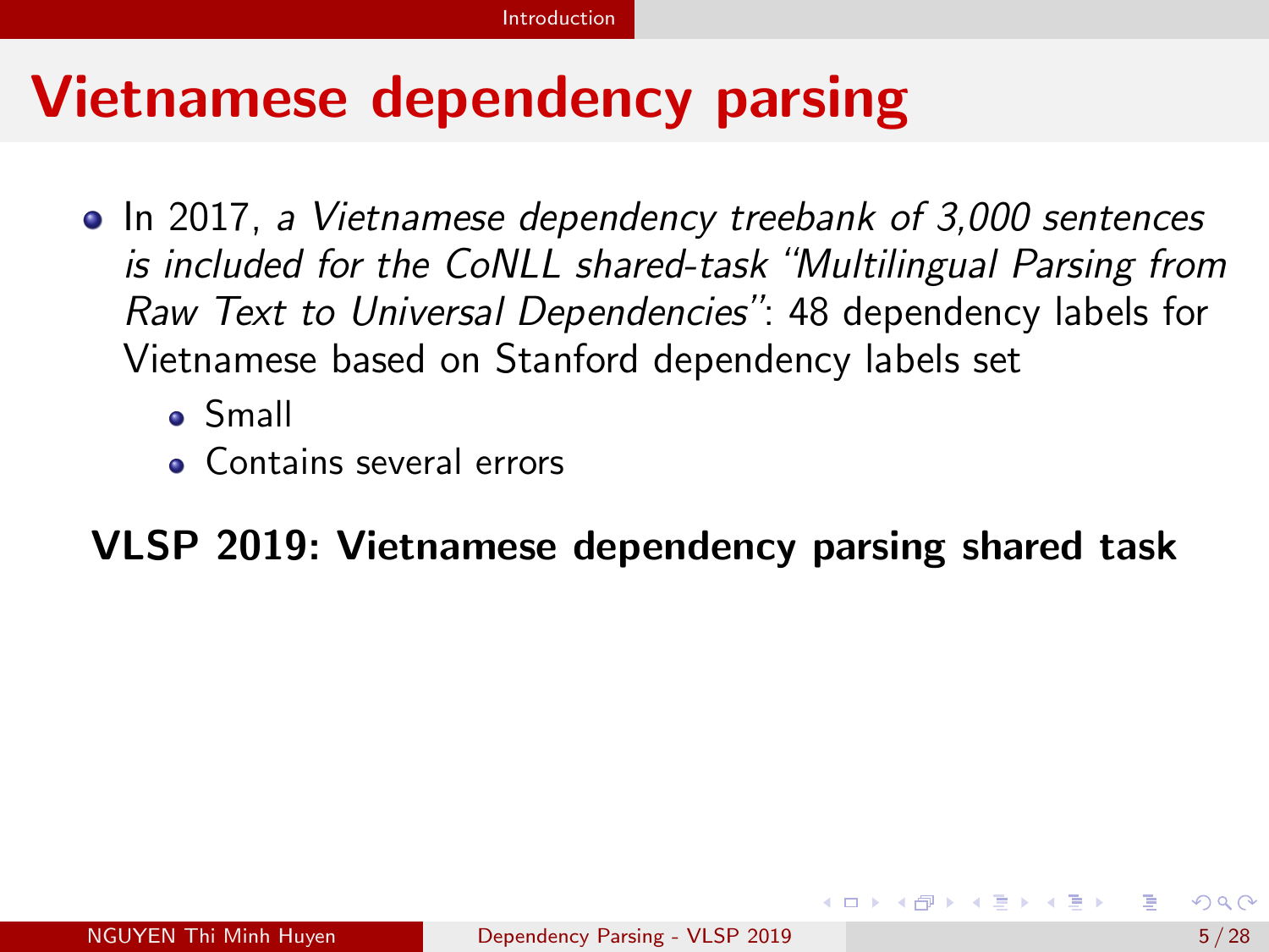# Vietnamese dependency parsing

- In 2017, *a Vietnamese dependency treebank of 3,000 sentences is included for the CoNLL shared-task "Multilingual Parsing from Raw Text to Universal Dependencies"*: 48 dependency labels for Vietnamese based on Stanford dependency labels set
  - Small
  - Contains several errors

**VLSP 2019: Vietnamese dependency parsing shared task**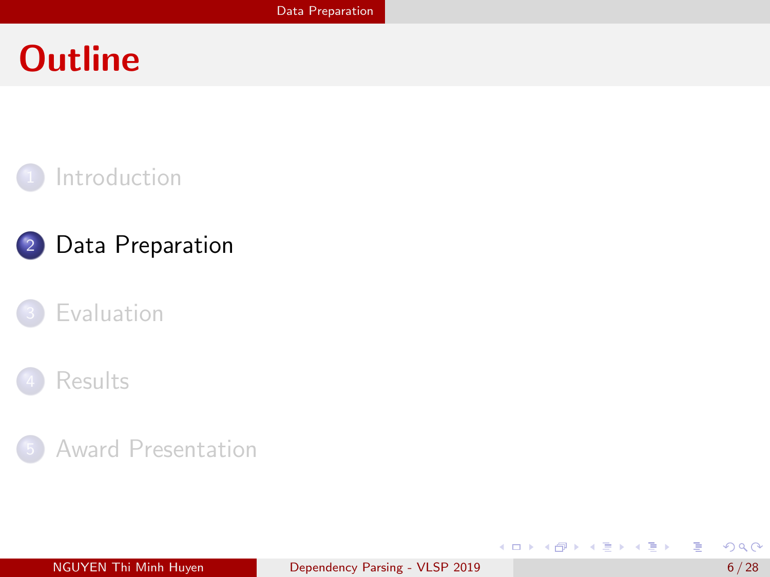# Outline

1. Introduction
2. Data Preparation
3. Evaluation
4. Results
5. Award Presentation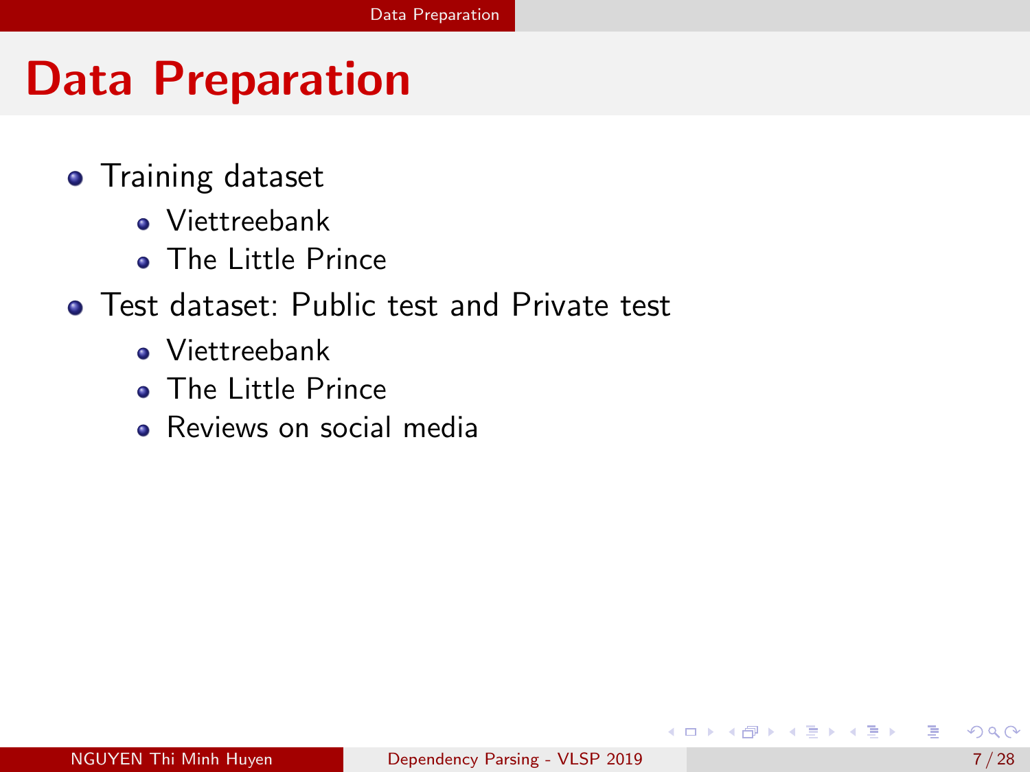# Data Preparation

- Training dataset
  - Viettreebank
  - The Little Prince
- Test dataset: Public test and Private test
  - Viettreebank
  - The Little Prince
  - Reviews on social media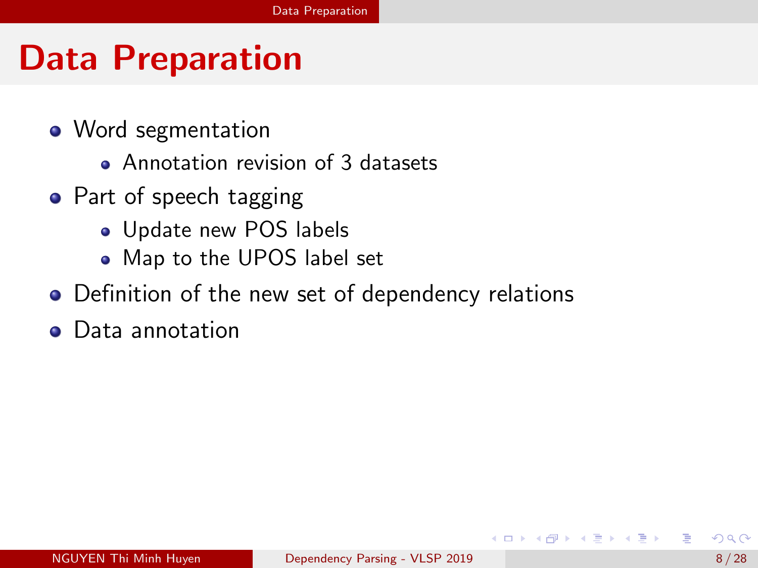# Data Preparation

- Word segmentation
  - Annotation revision of 3 datasets
- Part of speech tagging
  - Update new POS labels
  - Map to the UPOS label set
- Definition of the new set of dependency relations
- Data annotation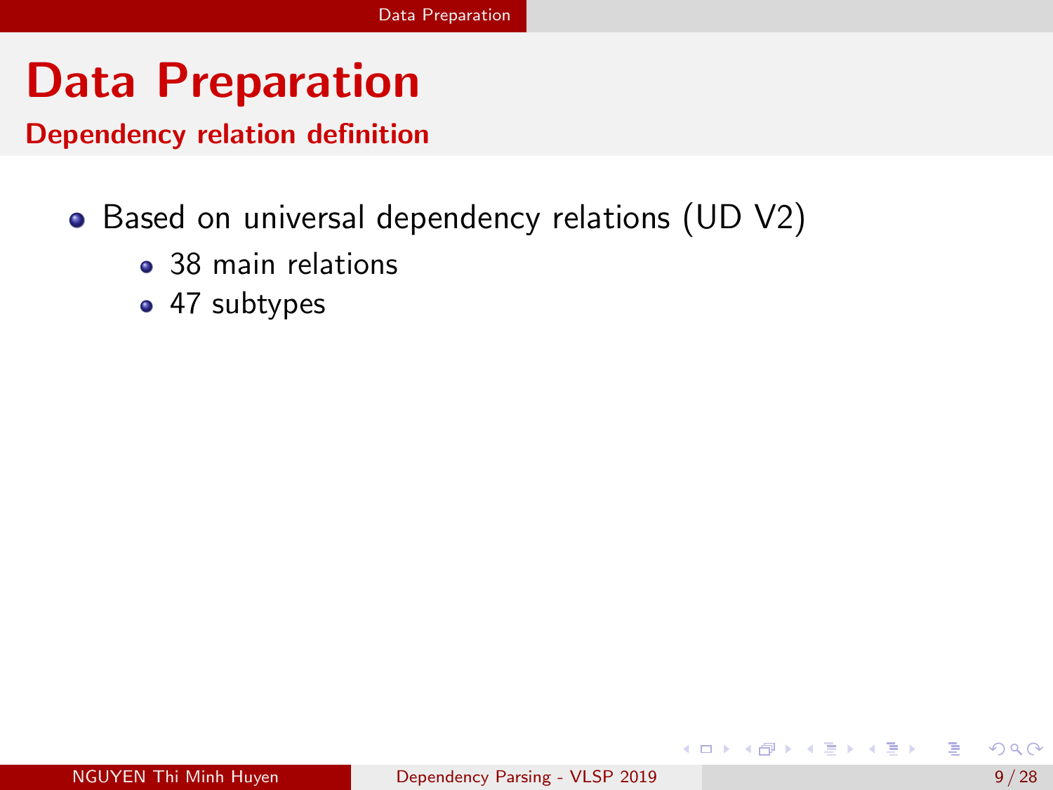# Data Preparation

## Dependency relation definition

- Based on universal dependency relations (UD V2)
  - 38 main relations
  - 47 subtypes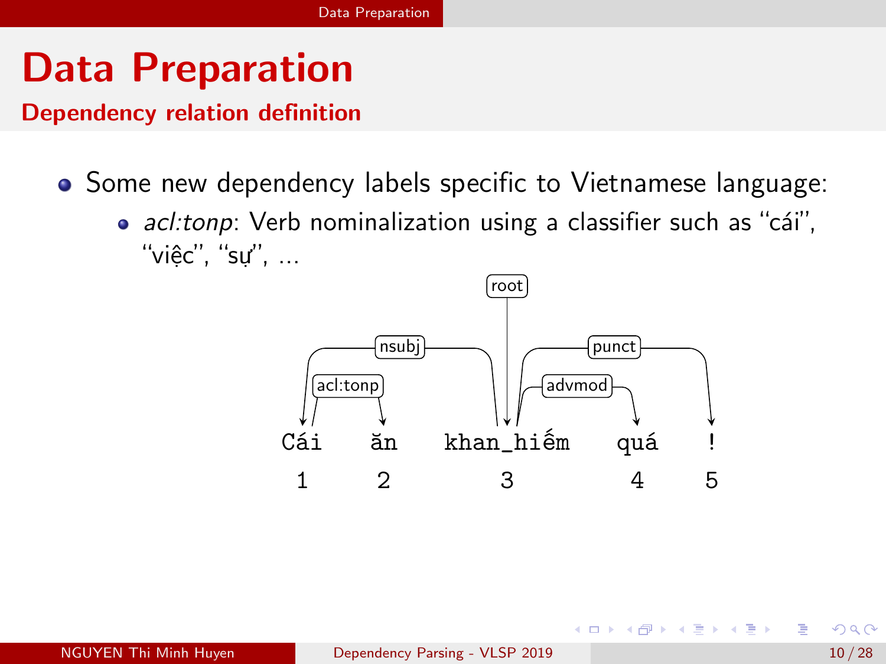# Data Preparation

## Dependency relation definition

- Some new dependency labels specific to Vietnamese language:
  - *acl:tonp*: Verb nominalization using a classifier such as "cái", "việc", "sự", ...

| | Cái | ăn | khan_hiếm | quá | ! |
|---|---|---|---|---|---|
| ID | 1 | 2 | 3 | 4 | 5 |

Dependencies: root → khan_hiếm (3); khan_hiếm (3) —nsubj→ Cái (1); Cái (1) —acl:tonp→ ăn (2); khan_hiếm (3) —advmod→ quá (4); khan_hiếm (3) —punct→ ! (5)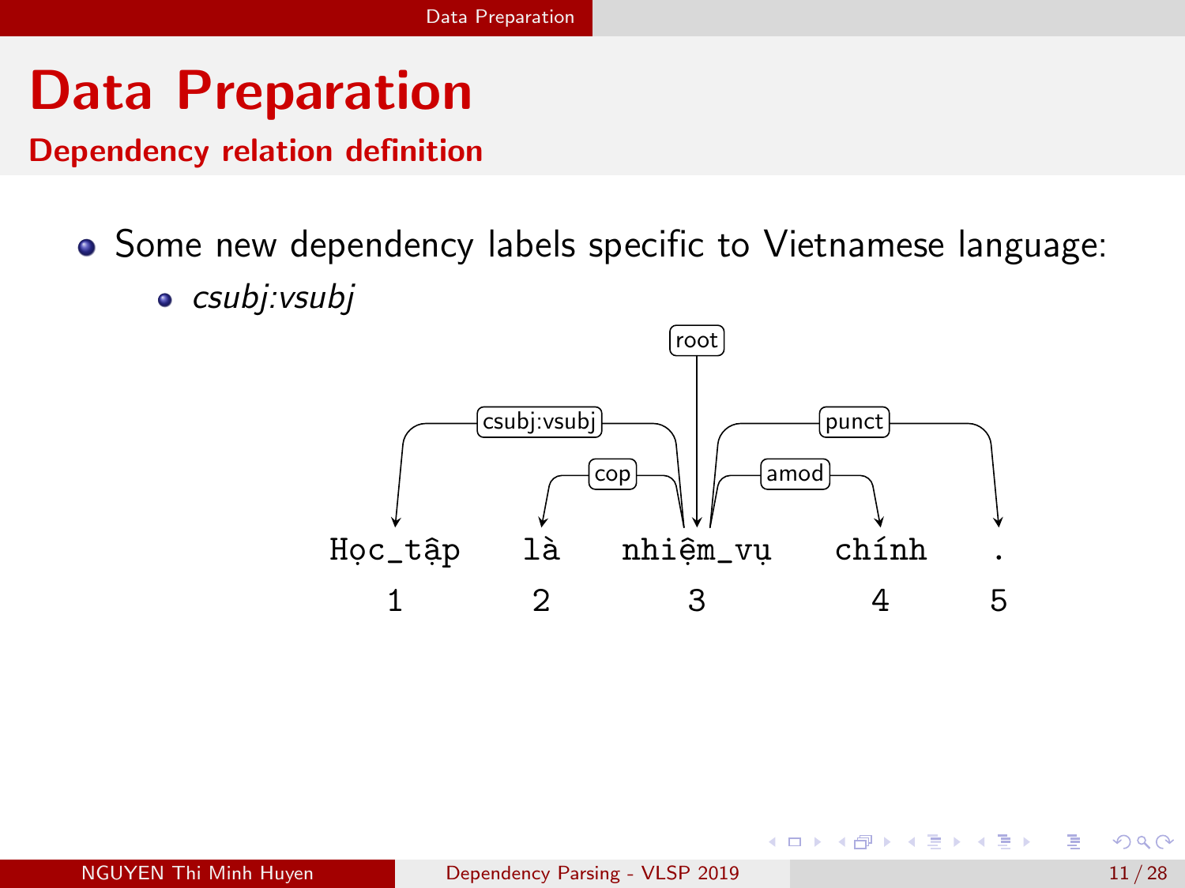# Data Preparation

## Dependency relation definition

- Some new dependency labels specific to Vietnamese language:
  - *csubj:vsubj*

root

csubj:vsubj cop amod punct

Học_tập là nhiệm_vụ chính .

1 2 3 4 5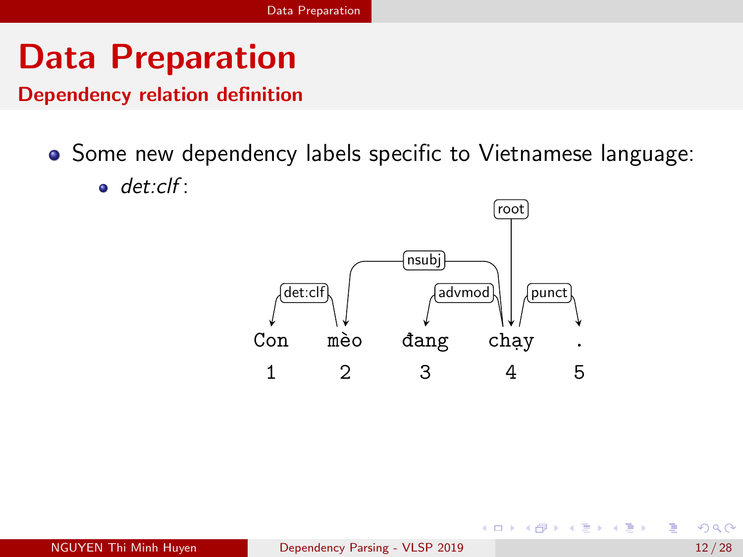# Data Preparation

## Dependency relation definition

- Some new dependency labels specific to Vietnamese language:
  - *det:clf*:

| | root | | | | |
|---|---|---|---|---|---|
| Arcs | det:clf (2 → 1) | nsubj (4 → 2) | advmod (4 → 3) | root (→ 4) | punct (4 → 5) |
| Word | Con | mèo | đang | chạy | . |
| Index | 1 | 2 | 3 | 4 | 5 |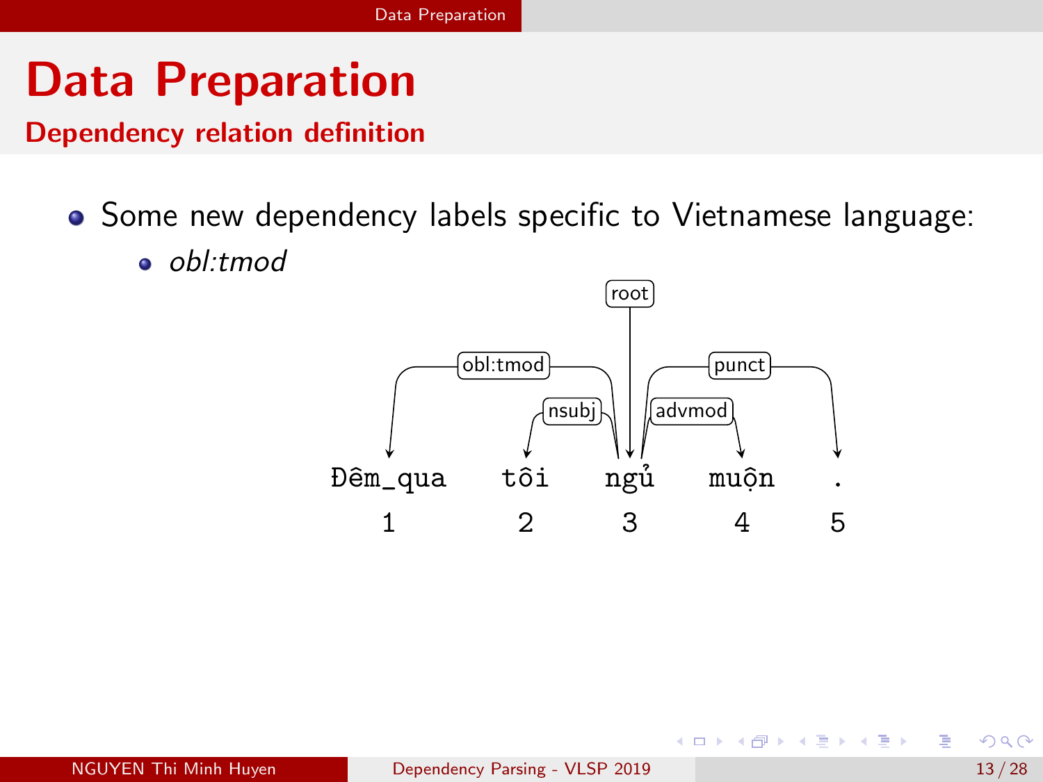# Data Preparation

## Dependency relation definition

- Some new dependency labels specific to Vietnamese language:
  - *obl:tmod*

| | 1 | 2 | 3 | 4 | 5 |
|---|---|---|---|---|---|
| Word | Đêm_qua | tôi | ngủ | muộn | . |
| Head | 3 | 3 | 0 | 3 | 3 |
| Relation | obl:tmod | nsubj | root | advmod | punct |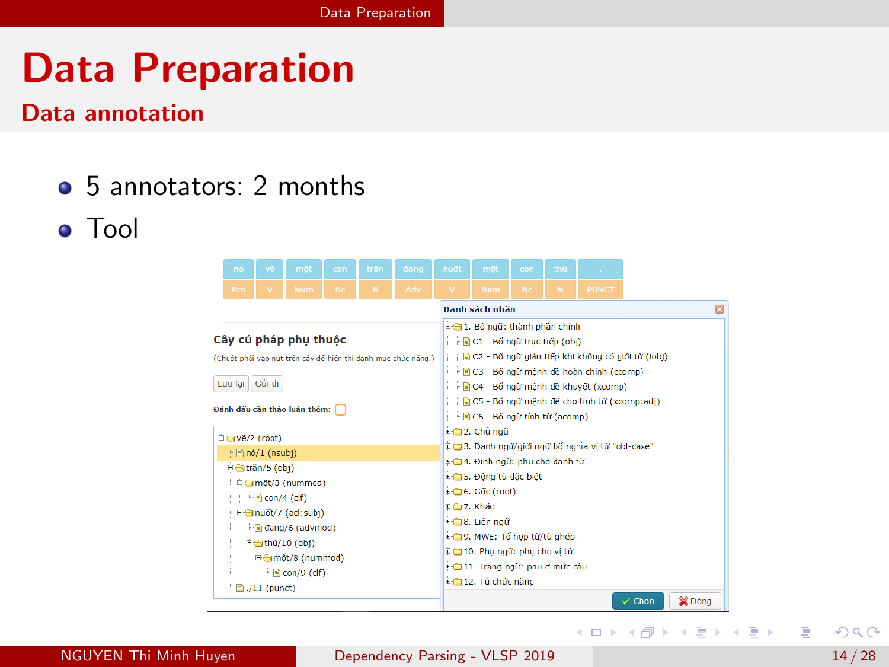# Data Preparation

## Data annotation

- 5 annotators: 2 months
- Tool

| nó | vẽ | một | con | trăn | đang | nuốt | một | con | thú | . |
|---|---|---|---|---|---|---|---|---|---|---|
| Pro | V | Num | Nc | N | Adv | V | Num | Nc | N | PUNCT |

**Cây cú pháp phụ thuộc**

(Chuột phải vào nút trên cây để hiển thị danh mục chức năng.)

Lưu lại | Gửi đi

**Đánh dấu cần thảo luận thêm:**

- vẽ/2 (root)
  - nó/1 (nsubj)
  - trăn/5 (obj)
    - một/3 (nummod)
      - con/4 (clf)
    - nuốt/7 (acl:subj)
      - đang/6 (advmod)
      - thú/10 (obj)
        - một/8 (nummod)
          - con/9 (clf)
  - ./11 (punct)

**Danh sách nhãn**

- 1. Bổ ngữ: thành phần chính
  - C1 - Bổ ngữ trực tiếp (obj)
  - C2 - Bổ ngữ gián tiếp khi không có giới từ (iobj)
  - C3 - Bổ ngữ mệnh đề hoàn chỉnh (ccomp)
  - C4 - Bổ ngữ mệnh đề khuyết (xcomp)
  - C5 - Bổ ngữ mệnh đề cho tính từ (xcomp:adj)
  - C6 - Bổ ngữ tính từ (acomp)
- 2. Chủ ngữ
- 3. Danh ngữ/giới ngữ bổ nghĩa vị từ "obl-case"
- 4. Định ngữ: phụ cho danh từ
- 5. Động từ đặc biệt
- 6. Gốc (root)
- 7. Khác
- 8. Liên ngữ
- 9. MWE: Tổ hợp từ/từ ghép
- 10. Phụ ngữ: phụ cho vị từ
- 11. Trạng ngữ: phụ ở mức câu
- 12. Từ chức năng

Chọn | Đóng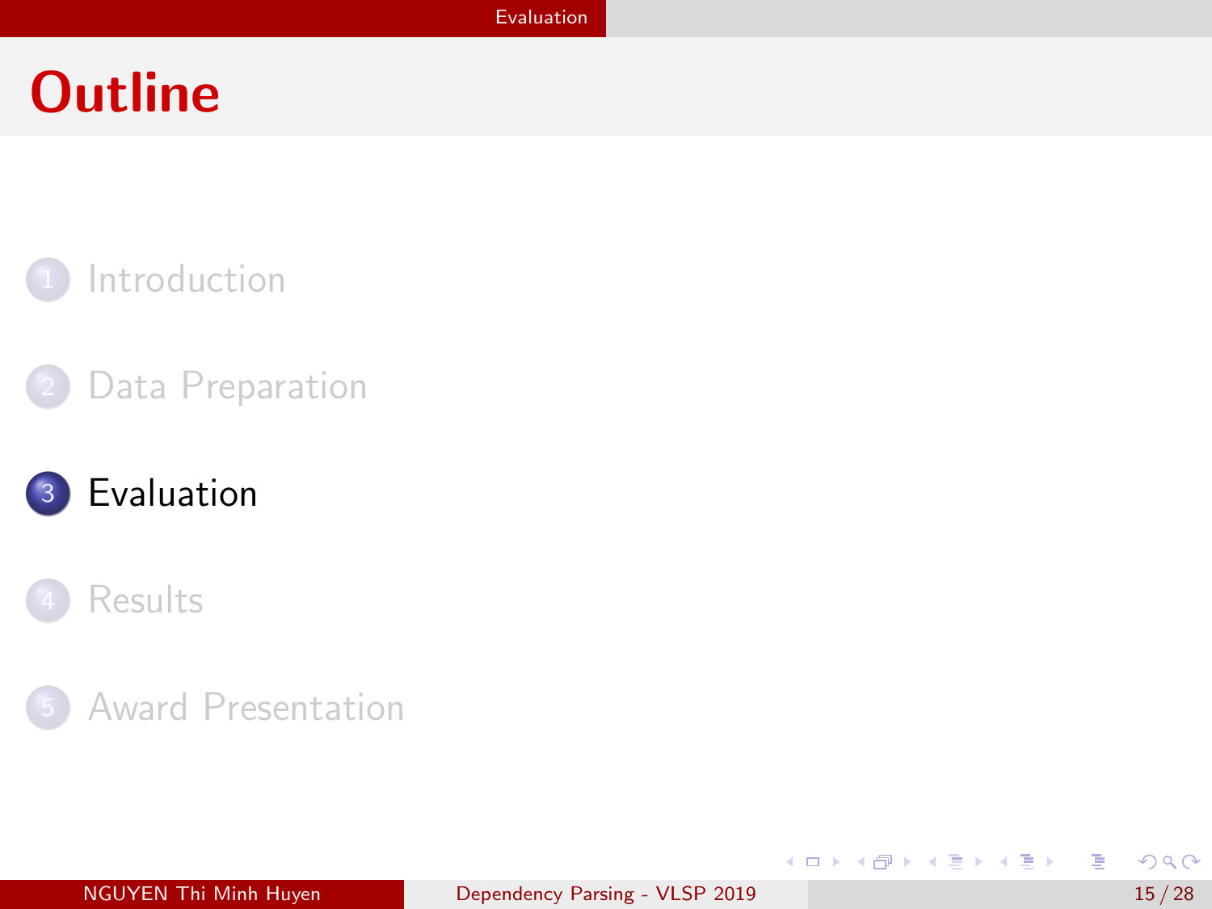# Outline

1. Introduction
2. Data Preparation
3. Evaluation
4. Results
5. Award Presentation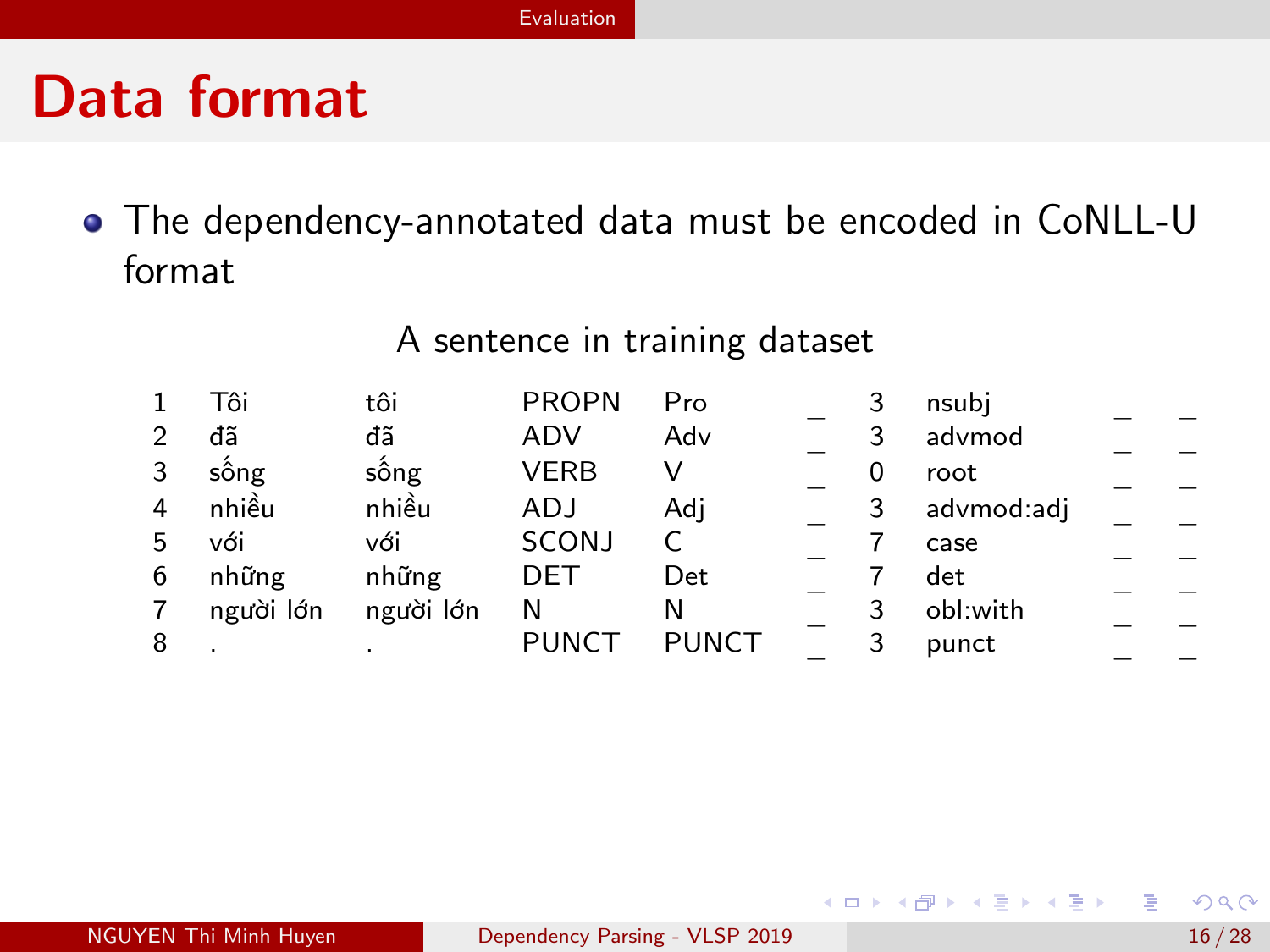# Data format

- The dependency-annotated data must be encoded in CoNLL-U format

A sentence in training dataset

| | | | | | | | | | |
|---|---|---|---|---|---|---|---|---|---|
| 1 | Tôi | tôi | PROPN | Pro | _ | 3 | nsubj | _ | _ |
| 2 | đã | đã | ADV | Adv | _ | 3 | advmod | _ | _ |
| 3 | sống | sống | VERB | V | _ | 0 | root | _ | _ |
| 4 | nhiều | nhiều | ADJ | Adj | _ | 3 | advmod:adj | _ | _ |
| 5 | với | với | SCONJ | C | _ | 7 | case | _ | _ |
| 6 | những | những | DET | Det | _ | 7 | det | _ | _ |
| 7 | người lớn | người lớn | N | N | _ | 3 | obl:with | _ | _ |
| 8 | . | . | PUNCT | PUNCT | _ | 3 | punct | _ | _ |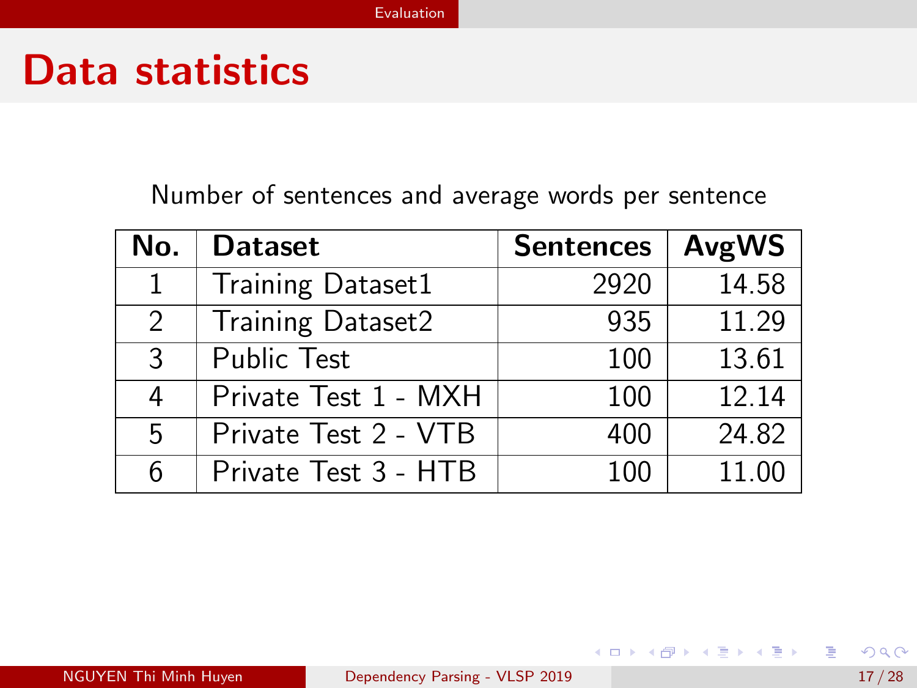# Data statistics

Number of sentences and average words per sentence

| No. | Dataset | Sentences | AvgWS |
|---|---|---|---|
| 1 | Training Dataset1 | 2920 | 14.58 |
| 2 | Training Dataset2 | 935 | 11.29 |
| 3 | Public Test | 100 | 13.61 |
| 4 | Private Test 1 - MXH | 100 | 12.14 |
| 5 | Private Test 2 - VTB | 400 | 24.82 |
| 6 | Private Test 3 - HTB | 100 | 11.00 |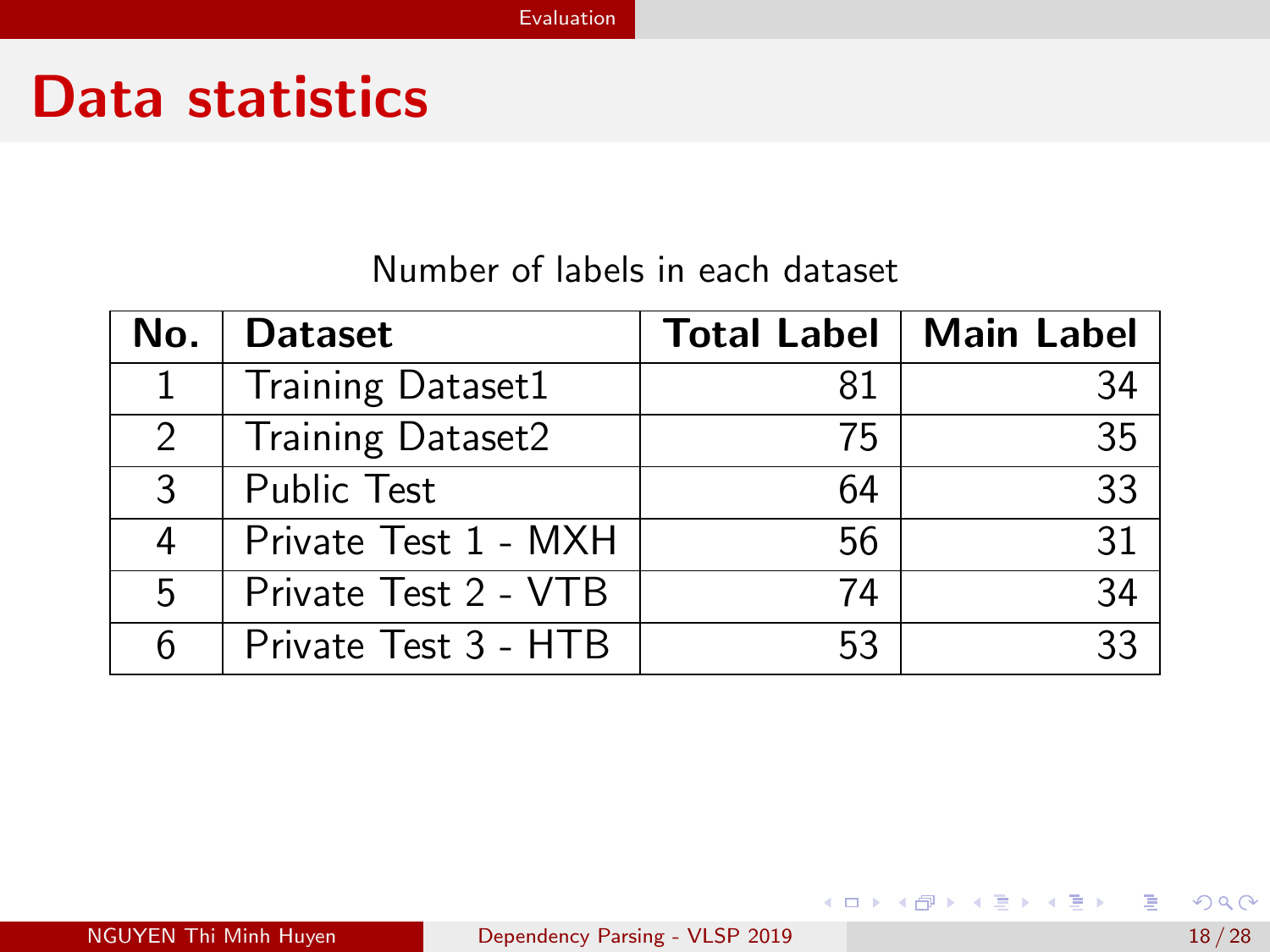# Data statistics

Number of labels in each dataset

| No. | Dataset | Total Label | Main Label |
|---|---|---|---|
| 1 | Training Dataset1 | 81 | 34 |
| 2 | Training Dataset2 | 75 | 35 |
| 3 | Public Test | 64 | 33 |
| 4 | Private Test 1 - MXH | 56 | 31 |
| 5 | Private Test 2 - VTB | 74 | 34 |
| 6 | Private Test 3 - HTB | 53 | 33 |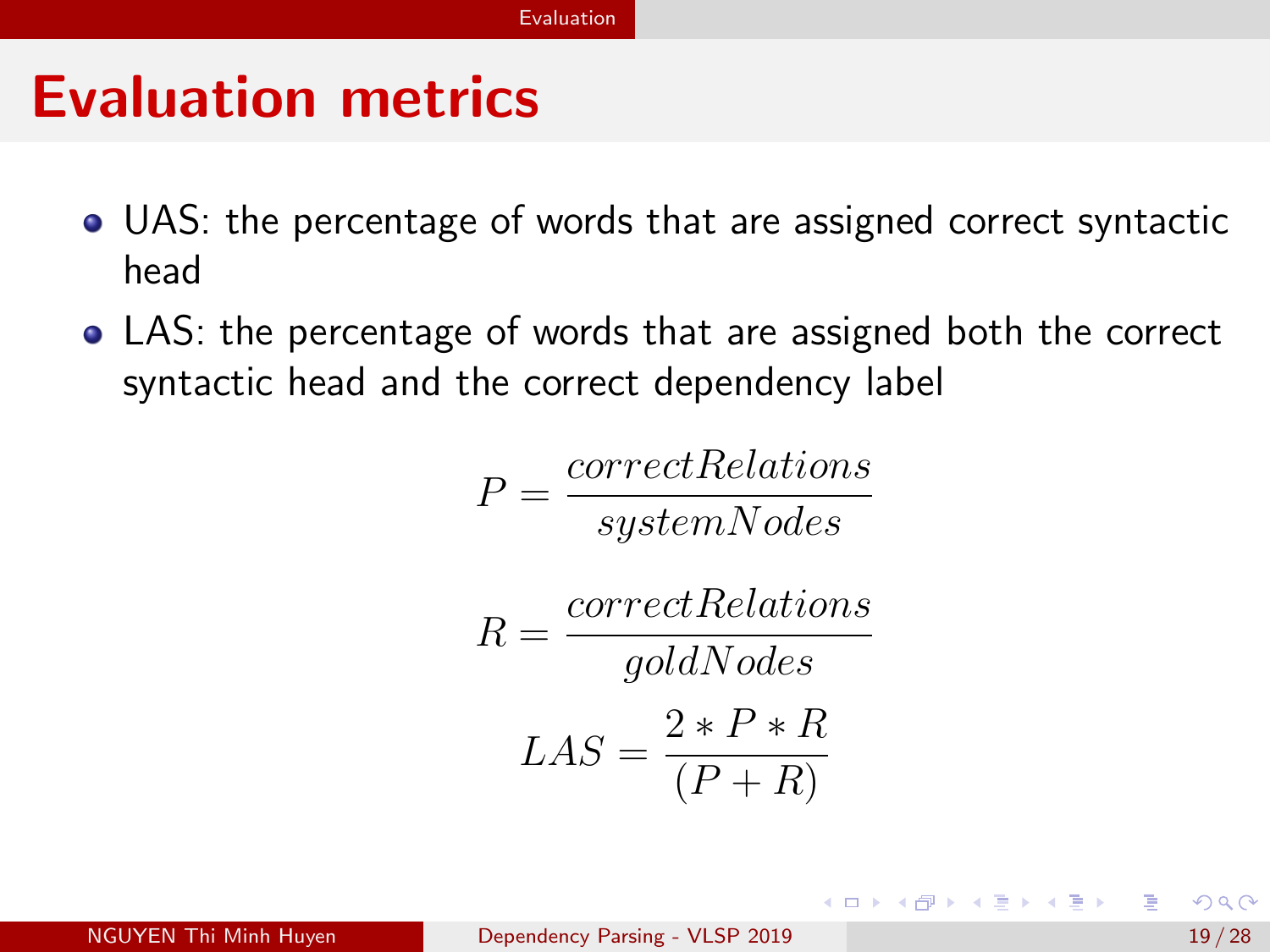# Evaluation metrics

- UAS: the percentage of words that are assigned correct syntactic head
- LAS: the percentage of words that are assigned both the correct syntactic head and the correct dependency label

$$P = \frac{correctRelations}{systemNodes}$$

$$R = \frac{correctRelations}{goldNodes}$$

$$LAS = \frac{2 * P * R}{(P + R)}$$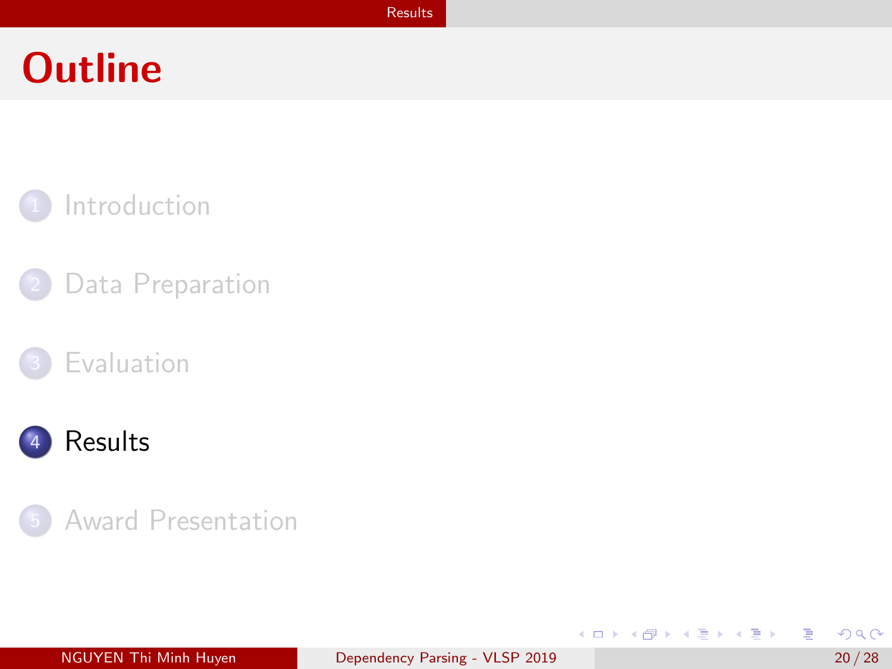# Outline

1. Introduction
2. Data Preparation
3. Evaluation
4. Results
5. Award Presentation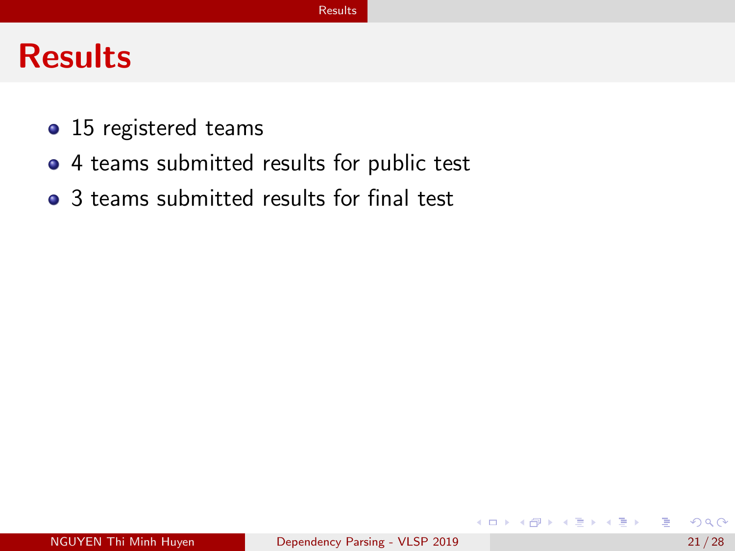# Results

- 15 registered teams
- 4 teams submitted results for public test
- 3 teams submitted results for final test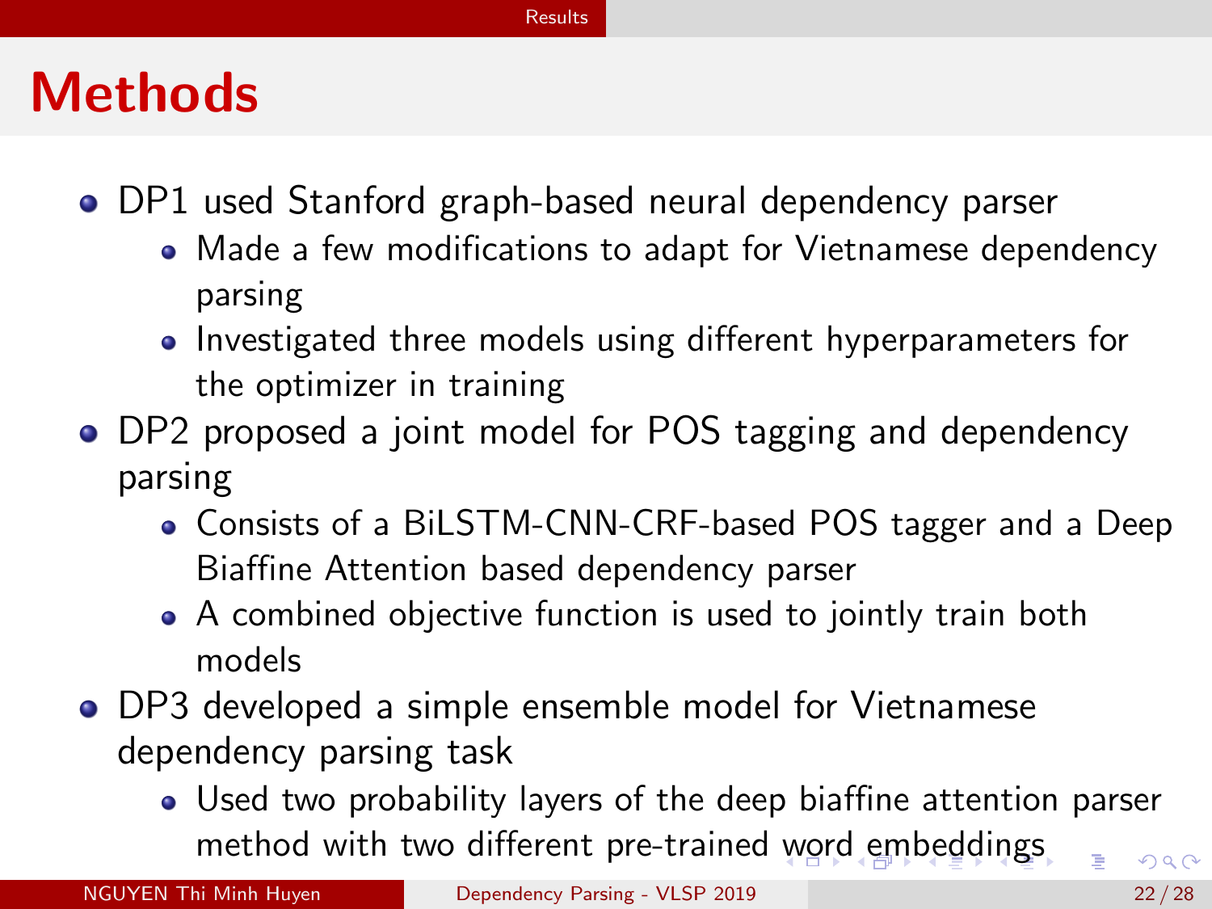# Methods

- DP1 used Stanford graph-based neural dependency parser
  - Made a few modifications to adapt for Vietnamese dependency parsing
  - Investigated three models using different hyperparameters for the optimizer in training
- DP2 proposed a joint model for POS tagging and dependency parsing
  - Consists of a BiLSTM-CNN-CRF-based POS tagger and a Deep Biaffine Attention based dependency parser
  - A combined objective function is used to jointly train both models
- DP3 developed a simple ensemble model for Vietnamese dependency parsing task
  - Used two probability layers of the deep biaffine attention parser method with two different pre-trained word embeddings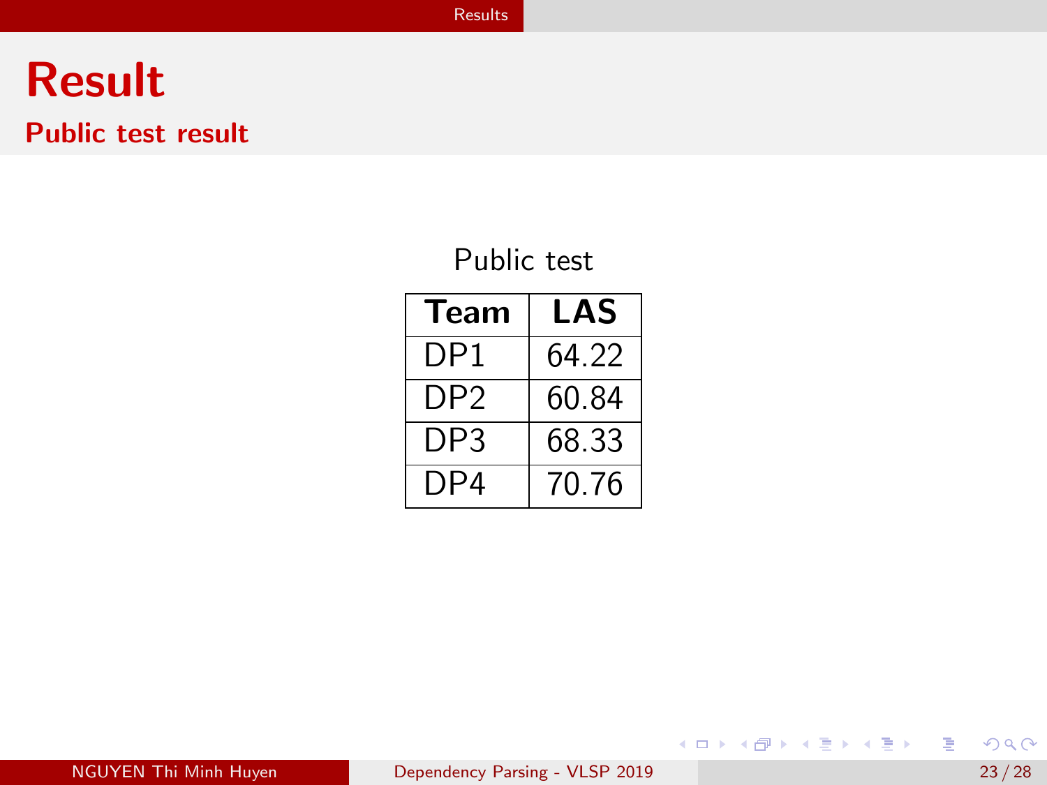# Result

## Public test result

Public test

| Team | LAS |
|---|---|
| DP1 | 64.22 |
| DP2 | 60.84 |
| DP3 | 68.33 |
| DP4 | 70.76 |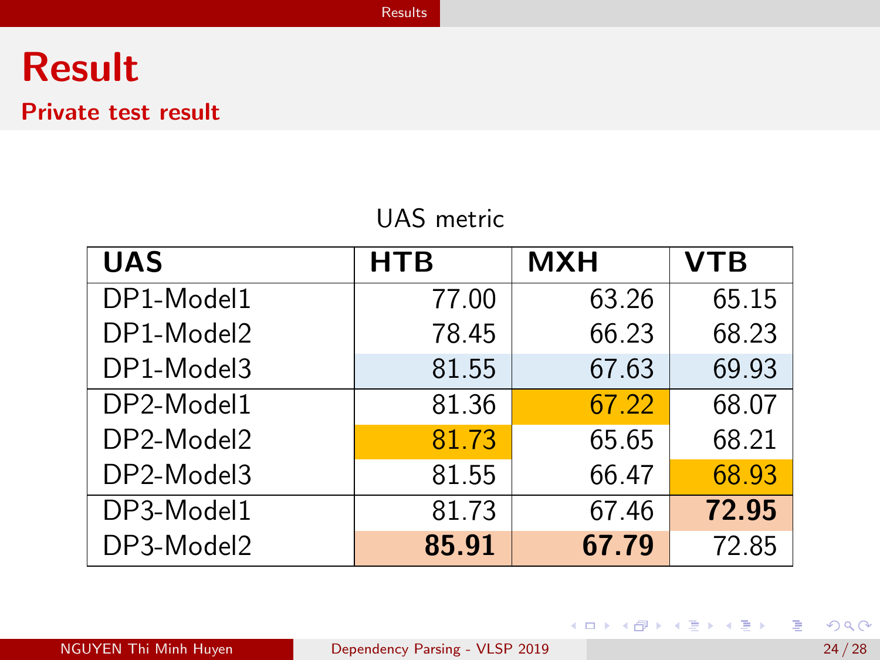# Result

## Private test result

UAS metric

| UAS | HTB | MXH | VTB |
|---|---|---|---|
| DP1-Model1 | 77.00 | 63.26 | 65.15 |
| DP1-Model2 | 78.45 | 66.23 | 68.23 |
| DP1-Model3 | 81.55 | 67.63 | 69.93 |
| DP2-Model1 | 81.36 | 67.22 | 68.07 |
| DP2-Model2 | 81.73 | 65.65 | 68.21 |
| DP2-Model3 | 81.55 | 66.47 | 68.93 |
| DP3-Model1 | 81.73 | 67.46 | **72.95** |
| DP3-Model2 | **85.91** | **67.79** | 72.85 |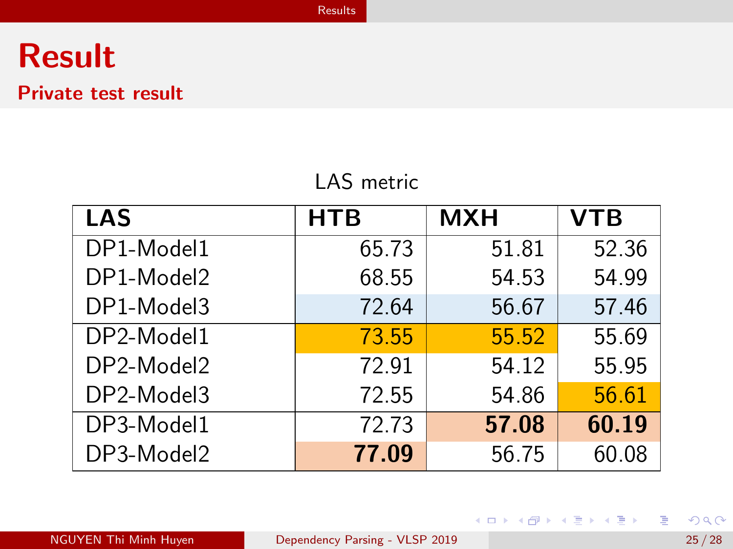# Result

## Private test result

LAS metric

| LAS | HTB | MXH | VTB |
|---|---|---|---|
| DP1-Model1 | 65.73 | 51.81 | 52.36 |
| DP1-Model2 | 68.55 | 54.53 | 54.99 |
| DP1-Model3 | 72.64 | 56.67 | 57.46 |
| DP2-Model1 | 73.55 | 55.52 | 55.69 |
| DP2-Model2 | 72.91 | 54.12 | 55.95 |
| DP2-Model3 | 72.55 | 54.86 | 56.61 |
| DP3-Model1 | 72.73 | **57.08** | **60.19** |
| DP3-Model2 | **77.09** | 56.75 | 60.08 |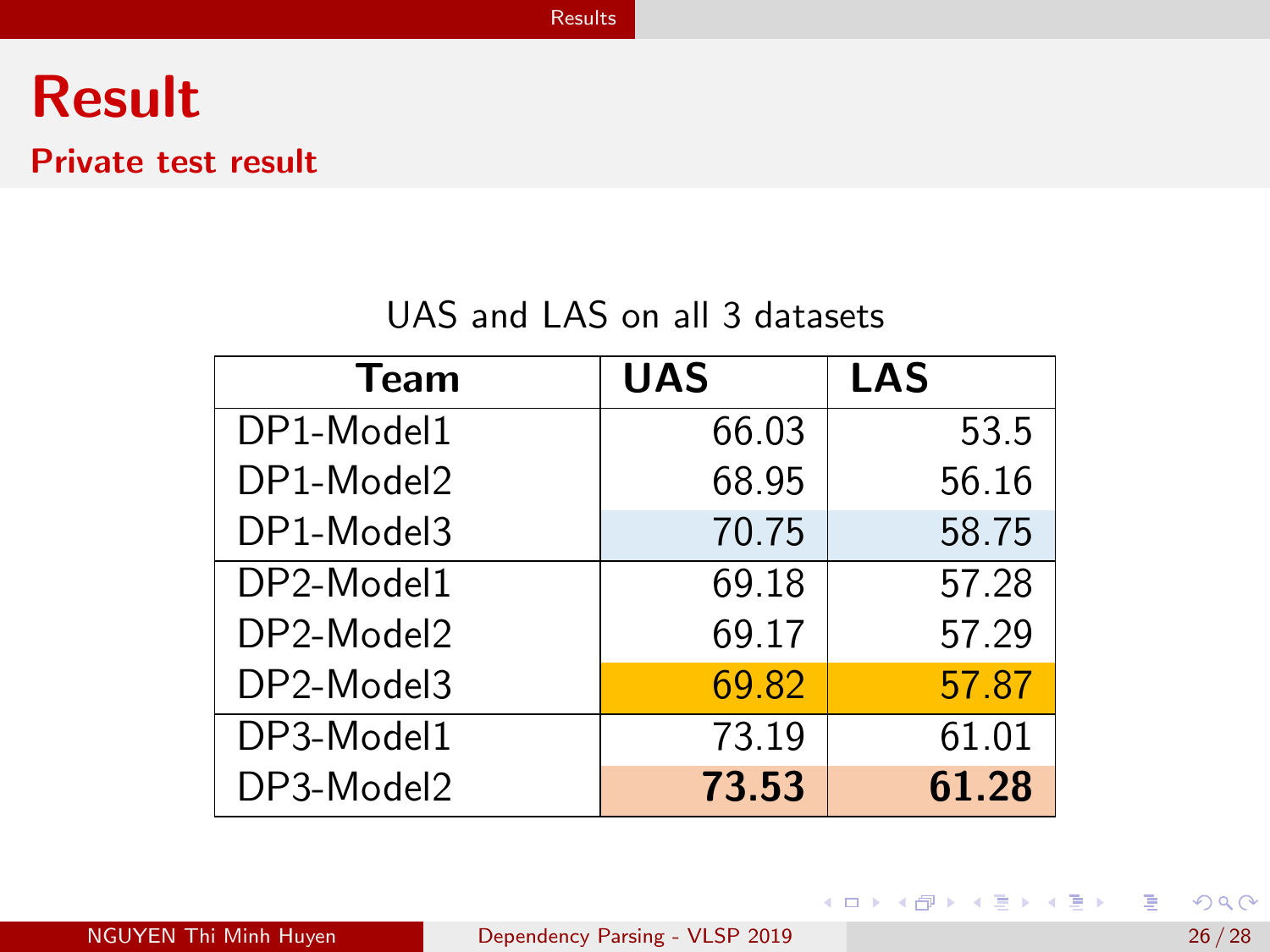# Result

## Private test result

UAS and LAS on all 3 datasets

| Team | UAS | LAS |
|---|---|---|
| DP1-Model1 | 66.03 | 53.5 |
| DP1-Model2 | 68.95 | 56.16 |
| DP1-Model3 | 70.75 | 58.75 |
| DP2-Model1 | 69.18 | 57.28 |
| DP2-Model2 | 69.17 | 57.29 |
| DP2-Model3 | 69.82 | 57.87 |
| DP3-Model1 | 73.19 | 61.01 |
| DP3-Model2 | **73.53** | **61.28** |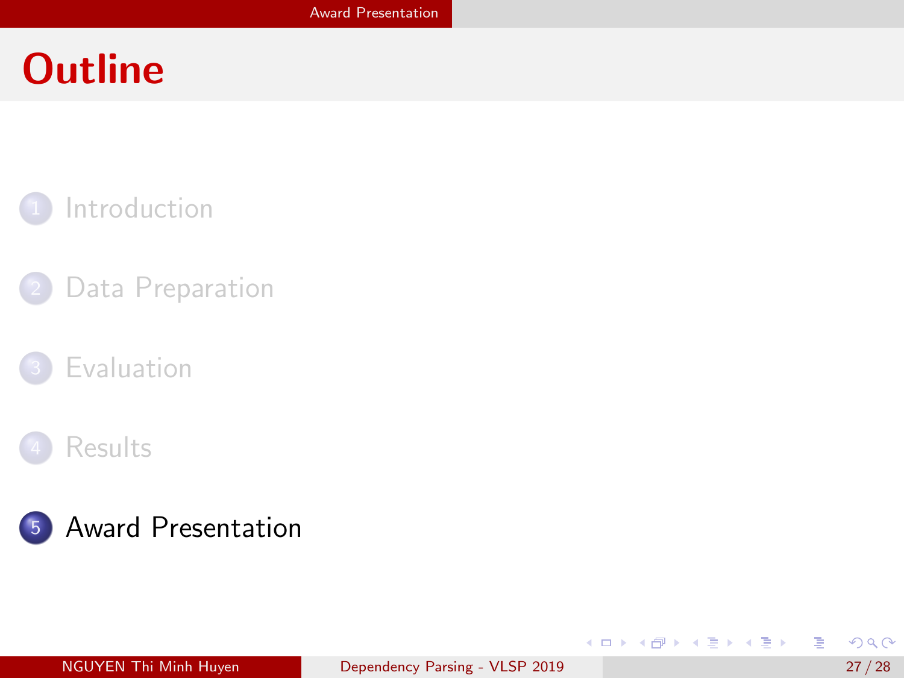# Outline

1. Introduction
2. Data Preparation
3. Evaluation
4. Results
5. Award Presentation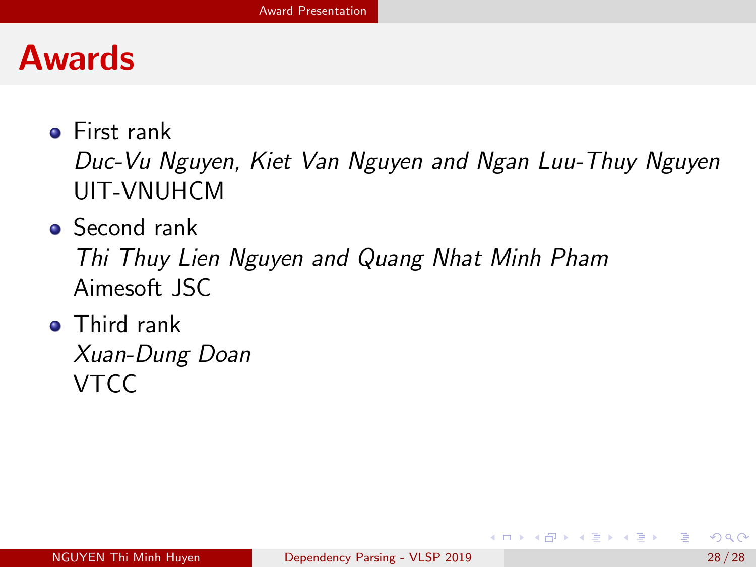# Awards

- First rank
  *Duc-Vu Nguyen, Kiet Van Nguyen and Ngan Luu-Thuy Nguyen*
  UIT-VNUHCM
- Second rank
  *Thi Thuy Lien Nguyen and Quang Nhat Minh Pham*
  Aimesoft JSC
- Third rank
  *Xuan-Dung Doan*
  VTCC